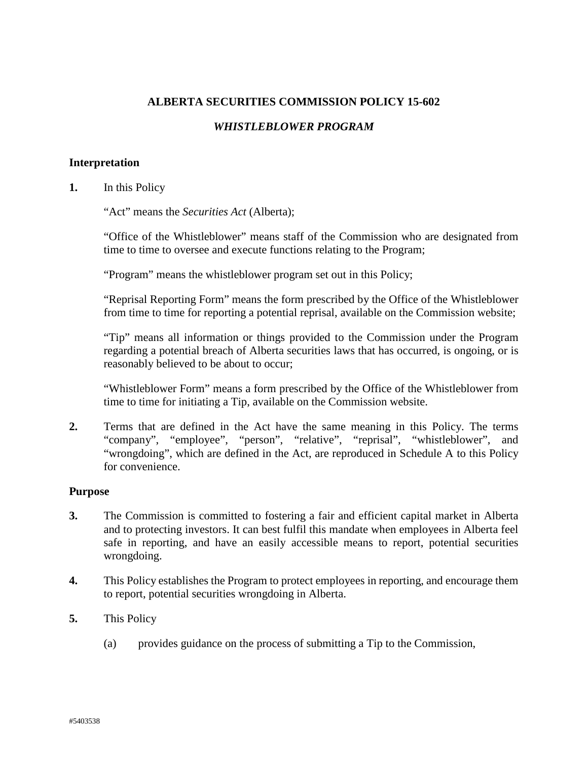# ALBERTA SECURITIES COMMISSION POLICY 15-602

## *WHISTLEBLOWER PROGRAM*

### Interpretation

**1.** In this Policy

"Act" means the *Securities Act* (Alberta);

"Office of the Whistleblower" means staff of the Commission who are designated from time to time to oversee and execute functions relating to the Program;

"Program" means the whistleblower program set out in this Policy;

"Reprisal Reporting Form" means the form prescribed by the Office of the Whistleblower from time to time for reporting a potential reprisal, available on the Commission website;

"Tip" means all information or things provided to the Commission under the Program regarding a potential breach of Alberta securities laws that has occurred, is ongoing, or is reasonably believed to be about to occur;

"Whistleblower Form" means a form prescribed by the Office of the Whistleblower from time to time for initiating a Tip, available on the Commission website.

**2.** Terms that are defined in the Act have the same meaning in this Policy. The terms "company", "employee", "person", "relative", "reprisal", "whistleblower", and "wrongdoing", which are defined in the Act, are reproduced in Schedule A to this Policy for convenience.

### Purpose

**3.** The Commission is committed to fostering a fair and efficient capital market in Alberta and to protecting investors. It can best fulfil this mandate when employees in Alberta feel safe in reporting, and have an easily accessible means to report, potential securities wrongdoing.

**4.** This Policy establishes the Program to protect employees in reporting, and encourage them to report, potential securities wrongdoing in Alberta.

**5.** This Policy

(a) provides guidance on the process of submitting a Tip to the Commission,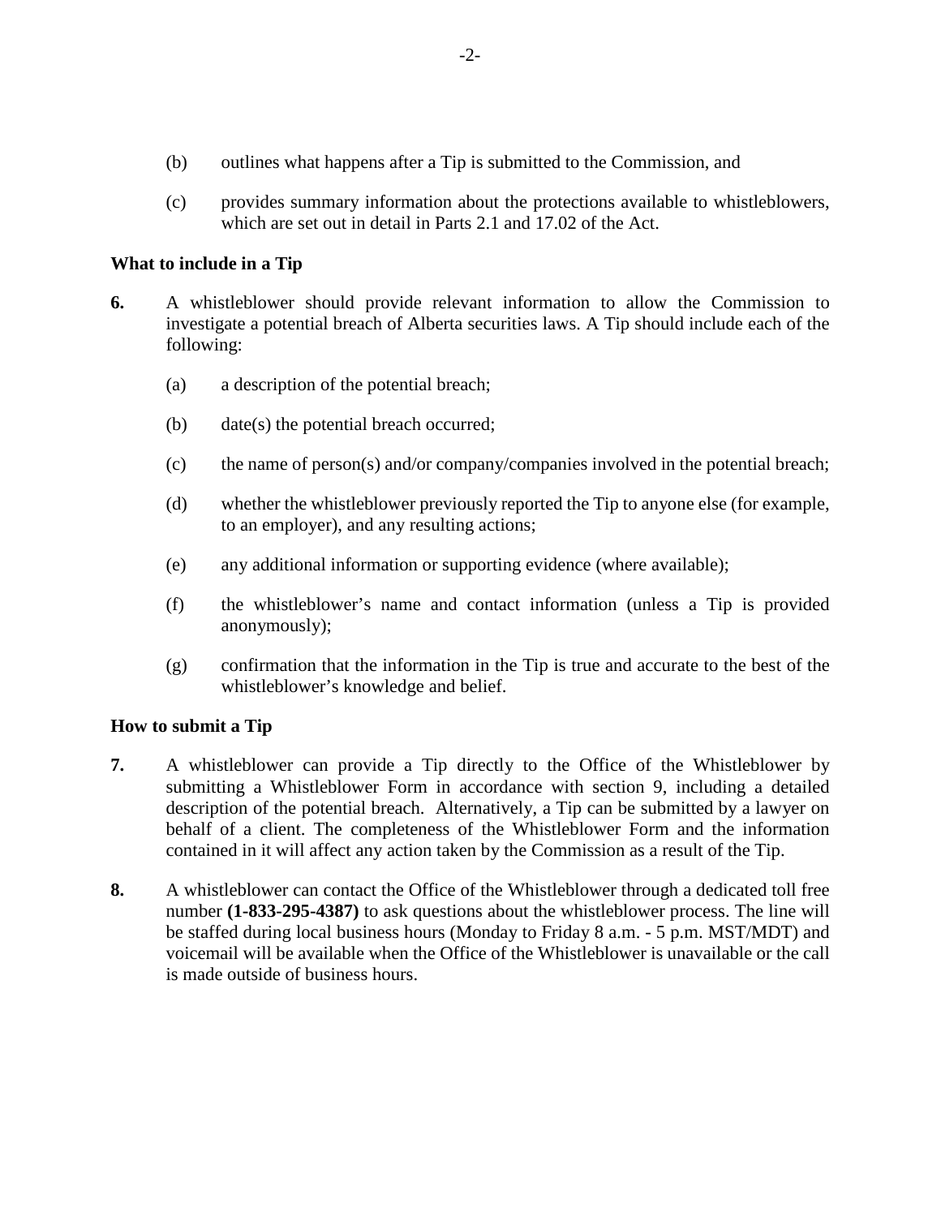(b) outlines what happens after a Tip is submitted to the Commission, and

(c) provides summary information about the protections available to whistleblowers, which are set out in detail in Parts 2.1 and 17.02 of the Act.

**What to include in a Tip**

**6.** A whistleblower should provide relevant information to allow the Commission to investigate a potential breach of Alberta securities laws. A Tip should include each of the following:

(a) a description of the potential breach;

(b) date(s) the potential breach occurred;

(c) the name of person(s) and/or company/companies involved in the potential breach;

(d) whether the whistleblower previously reported the Tip to anyone else (for example, to an employer), and any resulting actions;

(e) any additional information or supporting evidence (where available);

(f) the whistleblower's name and contact information (unless a Tip is provided anonymously);

(g) confirmation that the information in the Tip is true and accurate to the best of the whistleblower's knowledge and belief.

**How to submit a Tip**

**7.** A whistleblower can provide a Tip directly to the Office of the Whistleblower by submitting a Whistleblower Form in accordance with section 9, including a detailed description of the potential breach. Alternatively, a Tip can be submitted by a lawyer on behalf of a client. The completeness of the Whistleblower Form and the information contained in it will affect any action taken by the Commission as a result of the Tip.

**8.** A whistleblower can contact the Office of the Whistleblower through a dedicated toll free number **(1-833-295-4387)** to ask questions about the whistleblower process. The line will be staffed during local business hours (Monday to Friday 8 a.m. - 5 p.m. MST/MDT) and voicemail will be available when the Office of the Whistleblower is unavailable or the call is made outside of business hours.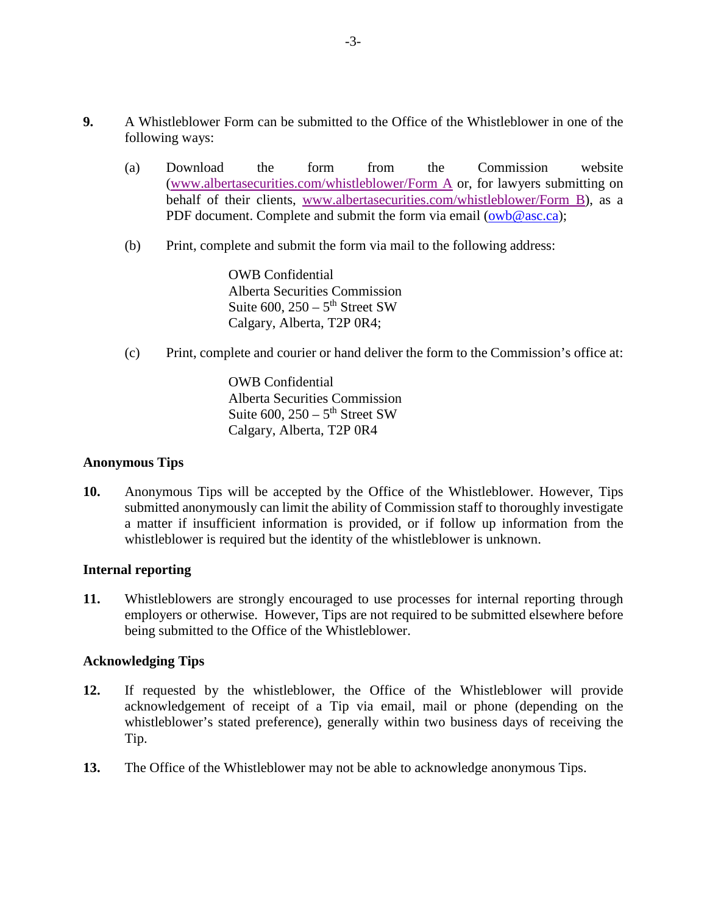**9.** A Whistleblower Form can be submitted to the Office of the Whistleblower in one of the following ways:

(a) Download the form from the Commission website (www.albertasecurities.com/whistleblower/Form A or, for lawyers submitting on behalf of their clients, www.albertasecurities.com/whistleblower/Form B), as a PDF document. Complete and submit the form via email (owb@asc.ca);

(b) Print, complete and submit the form via mail to the following address:

> OWB Confidential
> Alberta Securities Commission
> Suite 600, 250 – 5th Street SW
> Calgary, Alberta, T2P 0R4;

(c) Print, complete and courier or hand deliver the form to the Commission's office at:

> OWB Confidential
> Alberta Securities Commission
> Suite 600, 250 – 5th Street SW
> Calgary, Alberta, T2P 0R4

**Anonymous Tips**

**10.** Anonymous Tips will be accepted by the Office of the Whistleblower. However, Tips submitted anonymously can limit the ability of Commission staff to thoroughly investigate a matter if insufficient information is provided, or if follow up information from the whistleblower is required but the identity of the whistleblower is unknown.

**Internal reporting**

**11.** Whistleblowers are strongly encouraged to use processes for internal reporting through employers or otherwise. However, Tips are not required to be submitted elsewhere before being submitted to the Office of the Whistleblower.

**Acknowledging Tips**

**12.** If requested by the whistleblower, the Office of the Whistleblower will provide acknowledgement of receipt of a Tip via email, mail or phone (depending on the whistleblower's stated preference), generally within two business days of receiving the Tip.

**13.** The Office of the Whistleblower may not be able to acknowledge anonymous Tips.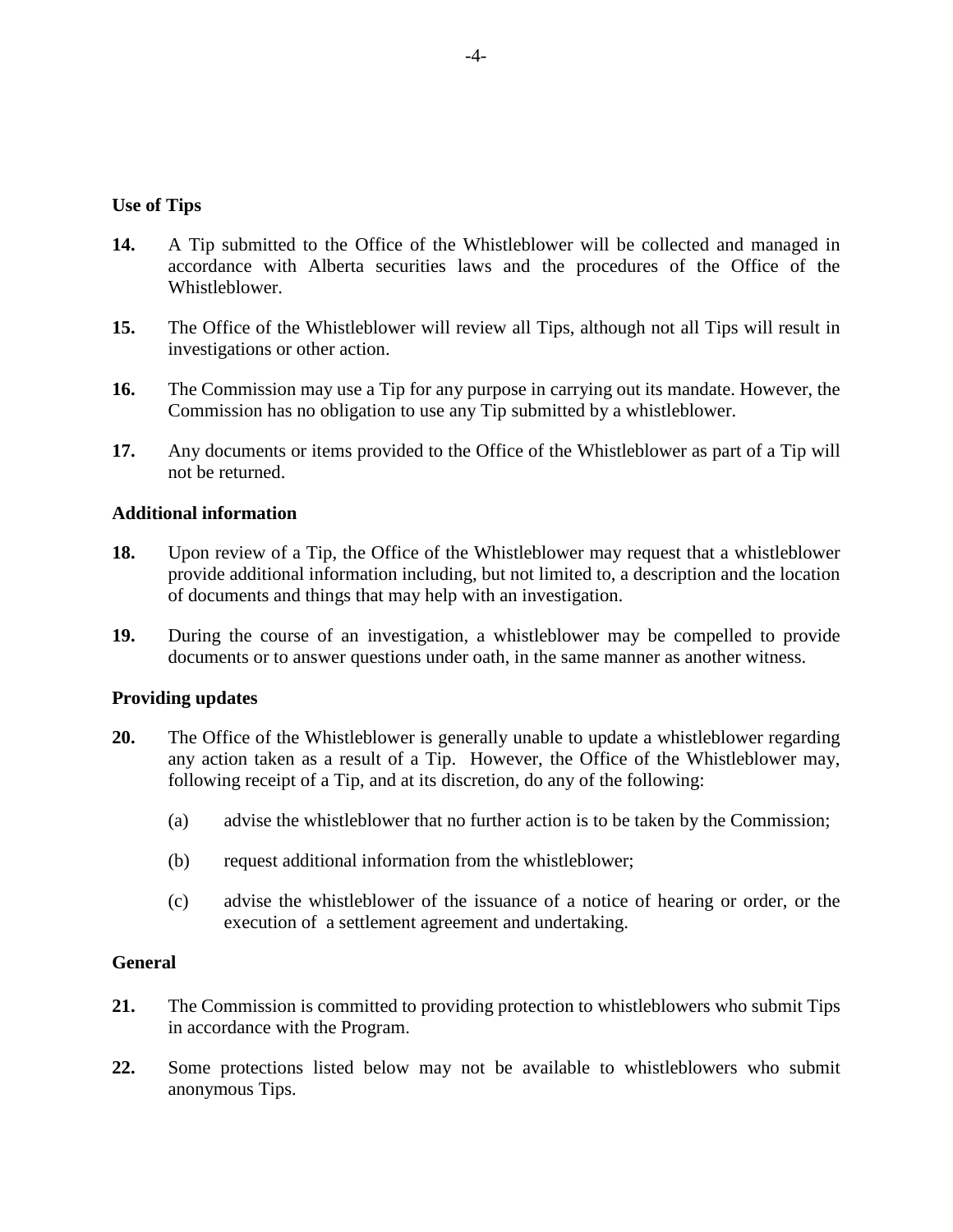### Use of Tips

**14.** A Tip submitted to the Office of the Whistleblower will be collected and managed in accordance with Alberta securities laws and the procedures of the Office of the Whistleblower.

**15.** The Office of the Whistleblower will review all Tips, although not all Tips will result in investigations or other action.

**16.** The Commission may use a Tip for any purpose in carrying out its mandate. However, the Commission has no obligation to use any Tip submitted by a whistleblower.

**17.** Any documents or items provided to the Office of the Whistleblower as part of a Tip will not be returned.

### Additional information

**18.** Upon review of a Tip, the Office of the Whistleblower may request that a whistleblower provide additional information including, but not limited to, a description and the location of documents and things that may help with an investigation.

**19.** During the course of an investigation, a whistleblower may be compelled to provide documents or to answer questions under oath, in the same manner as another witness.

### Providing updates

**20.** The Office of the Whistleblower is generally unable to update a whistleblower regarding any action taken as a result of a Tip. However, the Office of the Whistleblower may, following receipt of a Tip, and at its discretion, do any of the following:

(a) advise the whistleblower that no further action is to be taken by the Commission;

(b) request additional information from the whistleblower;

(c) advise the whistleblower of the issuance of a notice of hearing or order, or the execution of a settlement agreement and undertaking.

### General

**21.** The Commission is committed to providing protection to whistleblowers who submit Tips in accordance with the Program.

**22.** Some protections listed below may not be available to whistleblowers who submit anonymous Tips.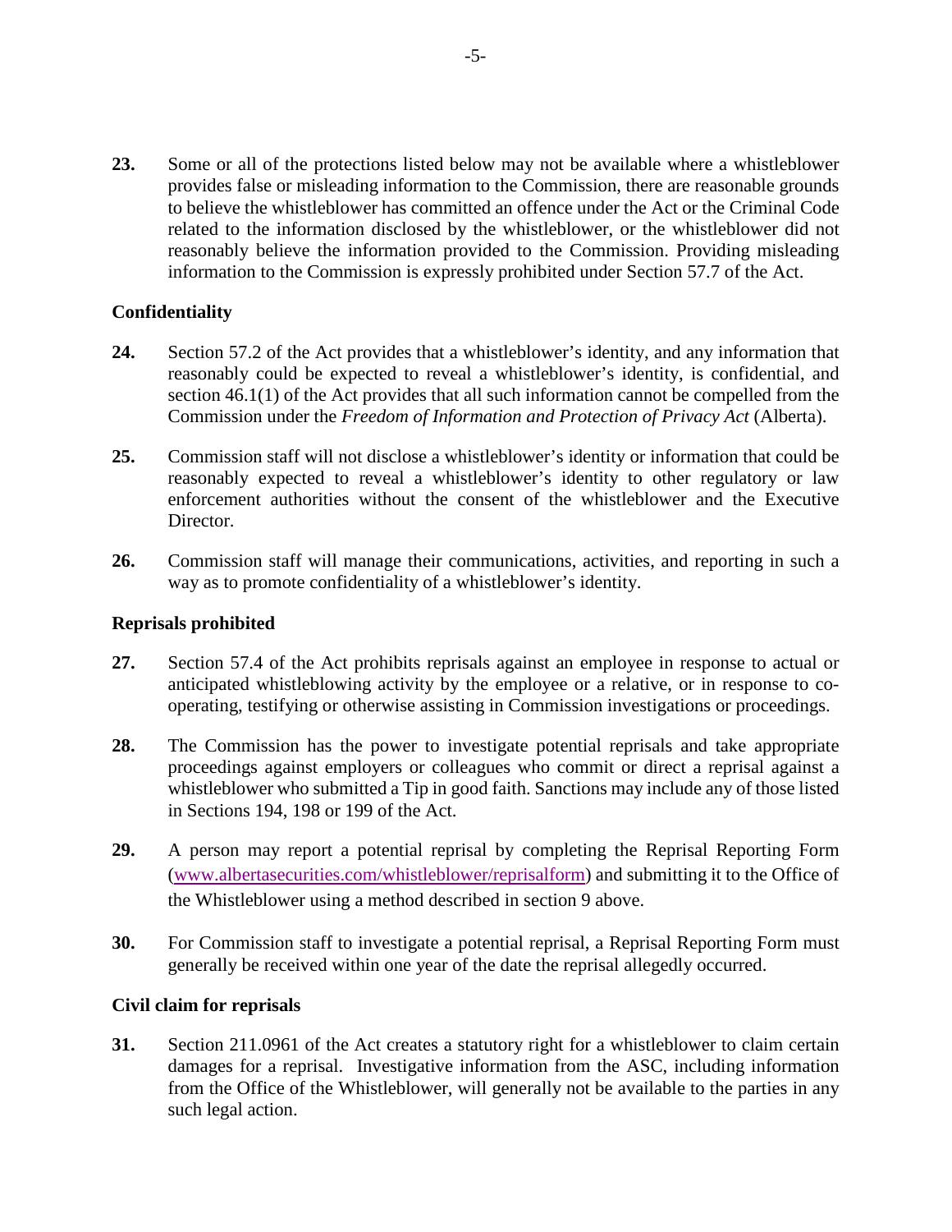**23.** Some or all of the protections listed below may not be available where a whistleblower provides false or misleading information to the Commission, there are reasonable grounds to believe the whistleblower has committed an offence under the Act or the Criminal Code related to the information disclosed by the whistleblower, or the whistleblower did not reasonably believe the information provided to the Commission. Providing misleading information to the Commission is expressly prohibited under Section 57.7 of the Act.

**Confidentiality**

**24.** Section 57.2 of the Act provides that a whistleblower's identity, and any information that reasonably could be expected to reveal a whistleblower's identity, is confidential, and section 46.1(1) of the Act provides that all such information cannot be compelled from the Commission under the *Freedom of Information and Protection of Privacy Act* (Alberta).

**25.** Commission staff will not disclose a whistleblower's identity or information that could be reasonably expected to reveal a whistleblower's identity to other regulatory or law enforcement authorities without the consent of the whistleblower and the Executive Director.

**26.** Commission staff will manage their communications, activities, and reporting in such a way as to promote confidentiality of a whistleblower's identity.

**Reprisals prohibited**

**27.** Section 57.4 of the Act prohibits reprisals against an employee in response to actual or anticipated whistleblowing activity by the employee or a relative, or in response to co-operating, testifying or otherwise assisting in Commission investigations or proceedings.

**28.** The Commission has the power to investigate potential reprisals and take appropriate proceedings against employers or colleagues who commit or direct a reprisal against a whistleblower who submitted a Tip in good faith. Sanctions may include any of those listed in Sections 194, 198 or 199 of the Act.

**29.** A person may report a potential reprisal by completing the Reprisal Reporting Form (www.albertasecurities.com/whistleblower/reprisalform) and submitting it to the Office of the Whistleblower using a method described in section 9 above.

**30.** For Commission staff to investigate a potential reprisal, a Reprisal Reporting Form must generally be received within one year of the date the reprisal allegedly occurred.

**Civil claim for reprisals**

**31.** Section 211.0961 of the Act creates a statutory right for a whistleblower to claim certain damages for a reprisal. Investigative information from the ASC, including information from the Office of the Whistleblower, will generally not be available to the parties in any such legal action.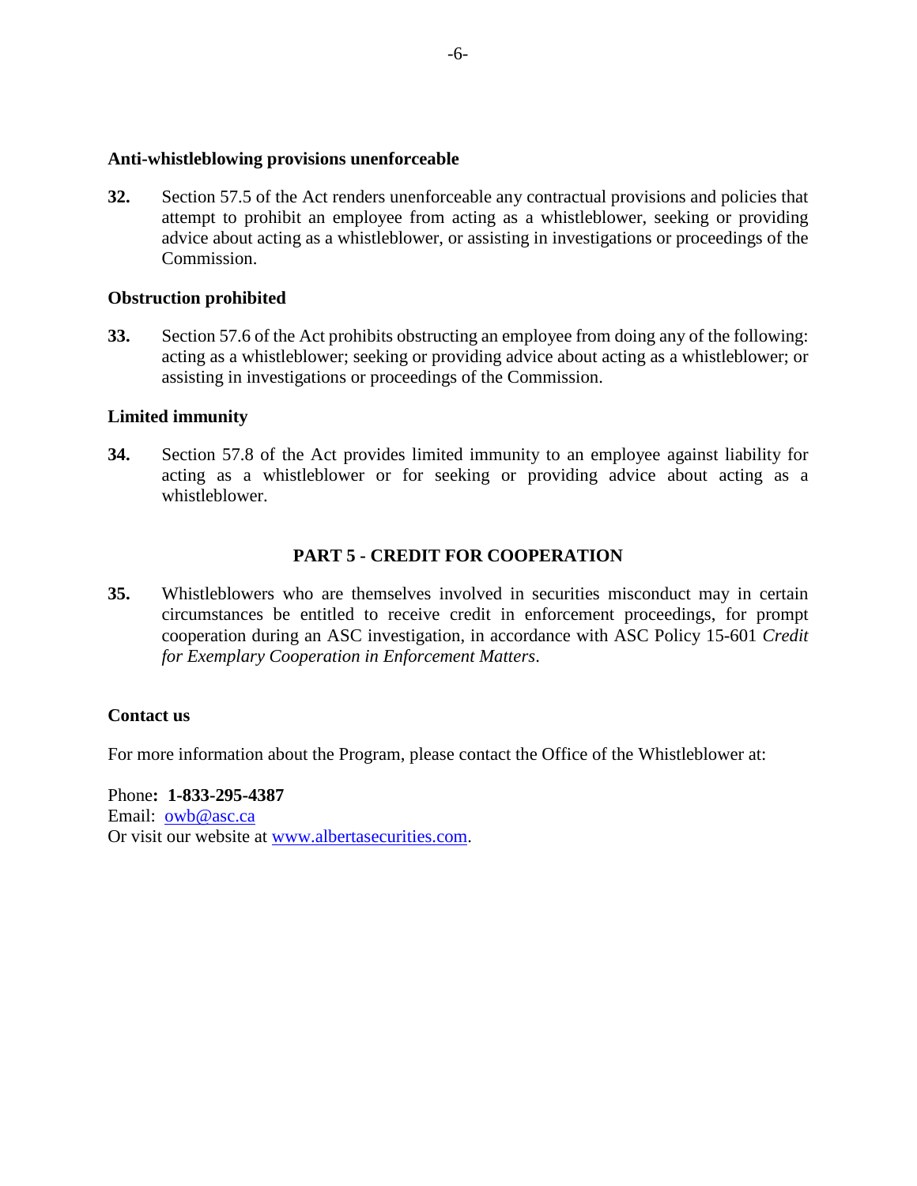**Anti-whistleblowing provisions unenforceable**

**32.** Section 57.5 of the Act renders unenforceable any contractual provisions and policies that attempt to prohibit an employee from acting as a whistleblower, seeking or providing advice about acting as a whistleblower, or assisting in investigations or proceedings of the Commission.

**Obstruction prohibited**

**33.** Section 57.6 of the Act prohibits obstructing an employee from doing any of the following: acting as a whistleblower; seeking or providing advice about acting as a whistleblower; or assisting in investigations or proceedings of the Commission.

**Limited immunity**

**34.** Section 57.8 of the Act provides limited immunity to an employee against liability for acting as a whistleblower or for seeking or providing advice about acting as a whistleblower.

## PART 5 - CREDIT FOR COOPERATION

**35.** Whistleblowers who are themselves involved in securities misconduct may in certain circumstances be entitled to receive credit in enforcement proceedings, for prompt cooperation during an ASC investigation, in accordance with ASC Policy 15-601 *Credit for Exemplary Cooperation in Enforcement Matters*.

**Contact us**

For more information about the Program, please contact the Office of the Whistleblower at:

Phone**: 1-833-295-4387**
Email: owb@asc.ca
Or visit our website at www.albertasecurities.com.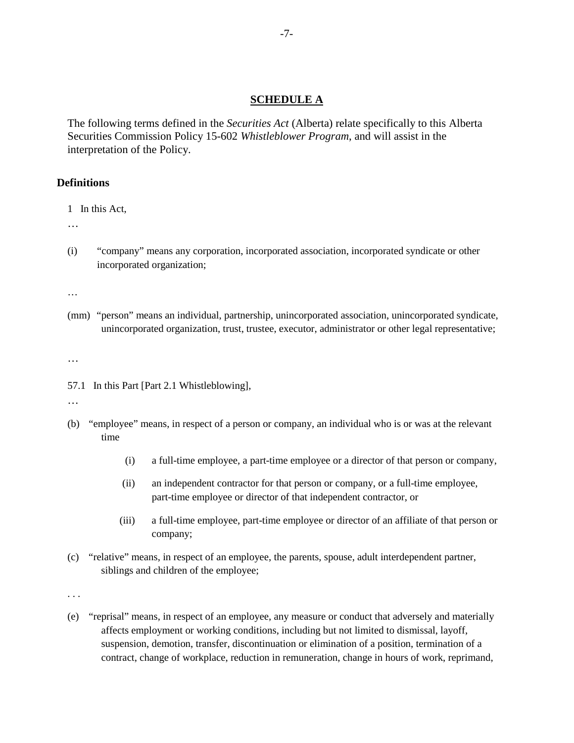## SCHEDULE A

The following terms defined in the *Securities Act* (Alberta) relate specifically to this Alberta Securities Commission Policy 15-602 *Whistleblower Program*, and will assist in the interpretation of the Policy.

### Definitions

1 In this Act,

…

(i) "company" means any corporation, incorporated association, incorporated syndicate or other incorporated organization;

…

(mm) "person" means an individual, partnership, unincorporated association, unincorporated syndicate, unincorporated organization, trust, trustee, executor, administrator or other legal representative;

…

57.1 In this Part [Part 2.1 Whistleblowing],

…

(b) "employee" means, in respect of a person or company, an individual who is or was at the relevant time

- (i) a full-time employee, a part-time employee or a director of that person or company,
- (ii) an independent contractor for that person or company, or a full-time employee, part-time employee or director of that independent contractor, or
- (iii) a full-time employee, part-time employee or director of an affiliate of that person or company;

(c) "relative" means, in respect of an employee, the parents, spouse, adult interdependent partner, siblings and children of the employee;

. . .

(e) "reprisal" means, in respect of an employee, any measure or conduct that adversely and materially affects employment or working conditions, including but not limited to dismissal, layoff, suspension, demotion, transfer, discontinuation or elimination of a position, termination of a contract, change of workplace, reduction in remuneration, change in hours of work, reprimand,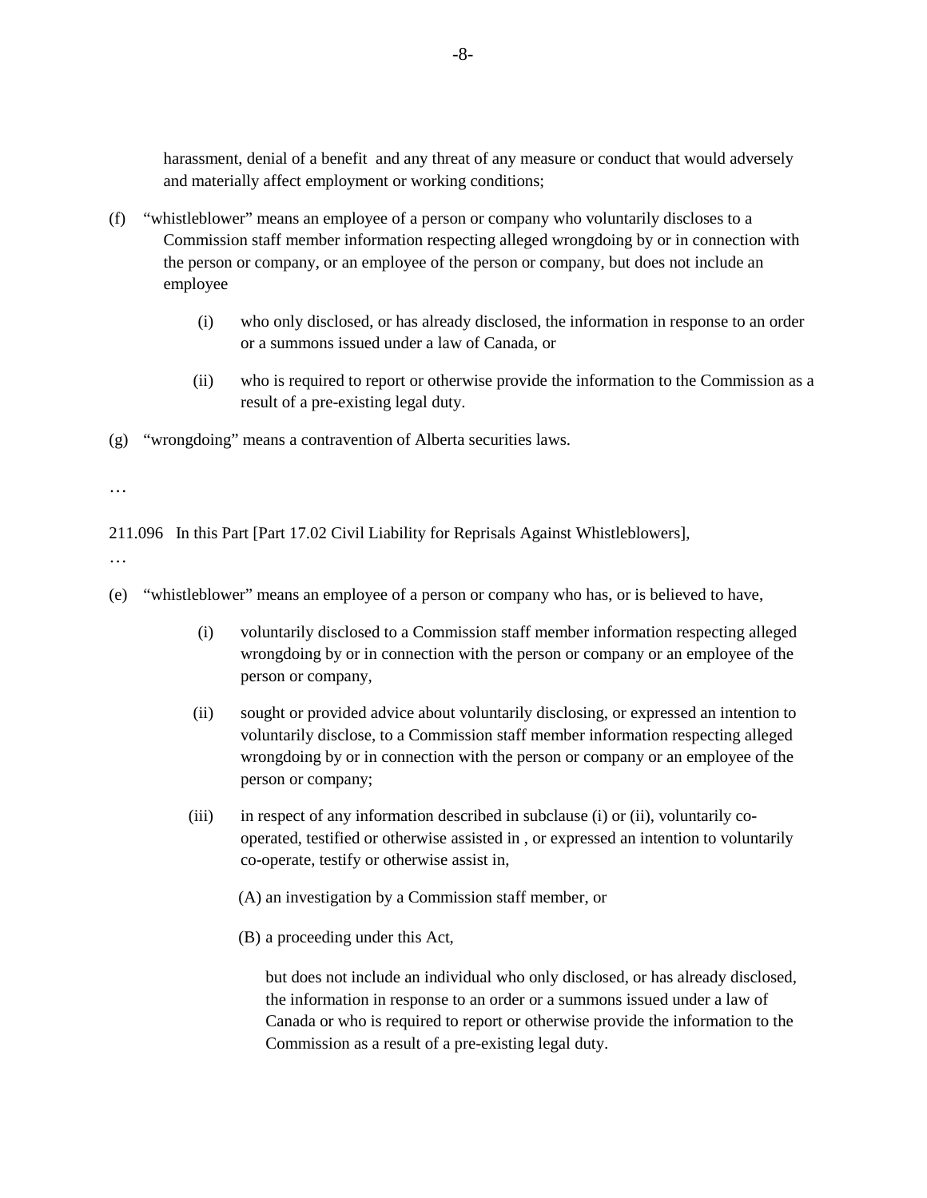harassment, denial of a benefit and any threat of any measure or conduct that would adversely and materially affect employment or working conditions;

(f) "whistleblower" means an employee of a person or company who voluntarily discloses to a Commission staff member information respecting alleged wrongdoing by or in connection with the person or company, or an employee of the person or company, but does not include an employee

> (i) who only disclosed, or has already disclosed, the information in response to an order or a summons issued under a law of Canada, or
>
> (ii) who is required to report or otherwise provide the information to the Commission as a result of a pre-existing legal duty.

(g) "wrongdoing" means a contravention of Alberta securities laws.

…

211.096 In this Part [Part 17.02 Civil Liability for Reprisals Against Whistleblowers],

…

(e) "whistleblower" means an employee of a person or company who has, or is believed to have,

> (i) voluntarily disclosed to a Commission staff member information respecting alleged wrongdoing by or in connection with the person or company or an employee of the person or company,
>
> (ii) sought or provided advice about voluntarily disclosing, or expressed an intention to voluntarily disclose, to a Commission staff member information respecting alleged wrongdoing by or in connection with the person or company or an employee of the person or company;
>
> (iii) in respect of any information described in subclause (i) or (ii), voluntarily co-operated, testified or otherwise assisted in , or expressed an intention to voluntarily co-operate, testify or otherwise assist in,
>
> > (A) an investigation by a Commission staff member, or
> >
> > (B) a proceeding under this Act,
> >
> > but does not include an individual who only disclosed, or has already disclosed, the information in response to an order or a summons issued under a law of Canada or who is required to report or otherwise provide the information to the Commission as a result of a pre-existing legal duty.